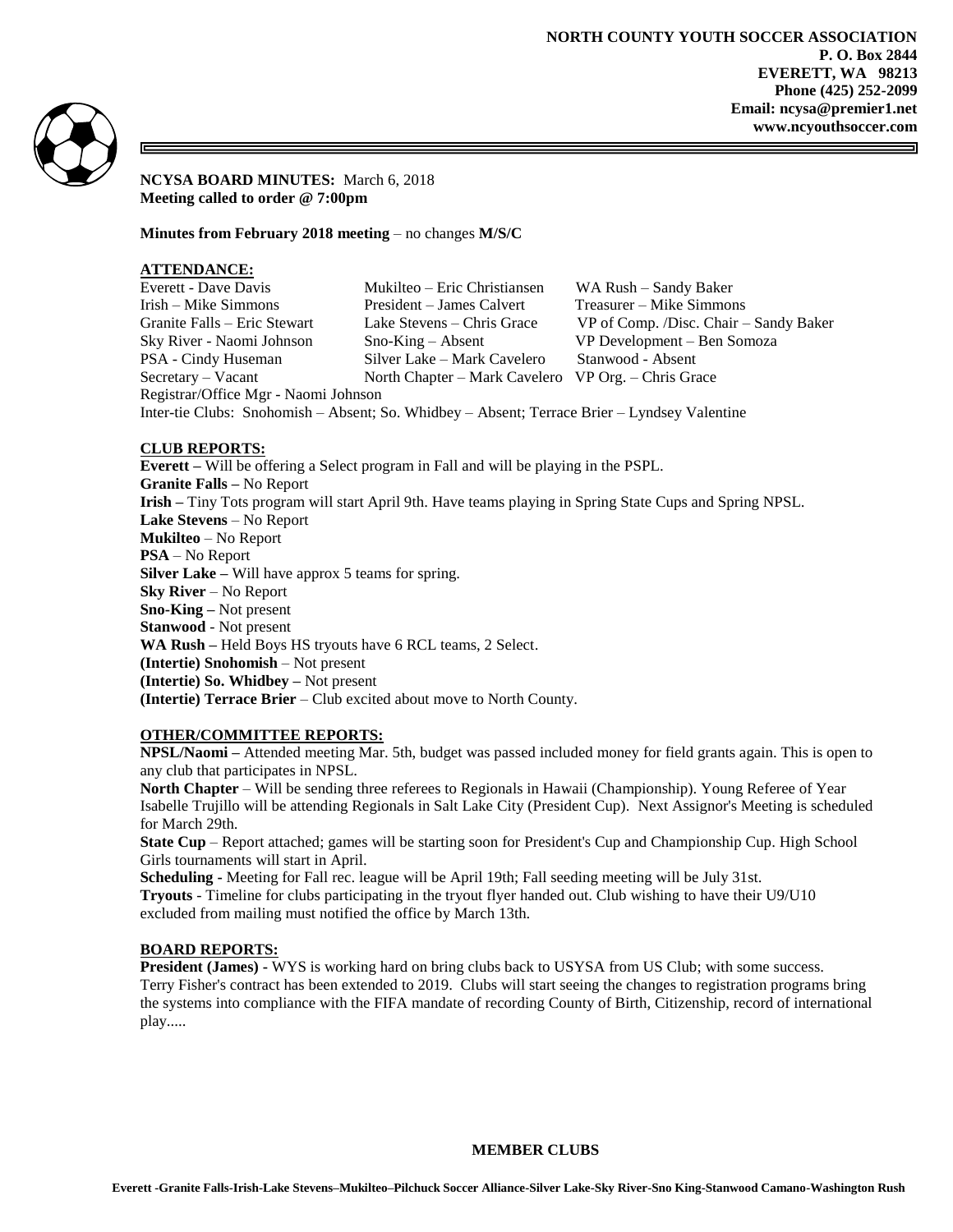**NORTH COUNTY YOUTH SOCCER ASSOCIATION**
**P. O. Box 2844**
**EVERETT, WA 98213**
**Phone (425) 252-2099**
**Email: ncysa@premier1.net**
**www.ncyouthsoccer.com**

**NCYSA BOARD MINUTES:** March 6, 2018
**Meeting called to order @ 7:00pm**

**Minutes from February 2018 meeting** – no changes **M/S/C**

## ATTENDANCE:

| | | |
|---|---|---|
| Everett - Dave Davis | Mukilteo – Eric Christiansen | WA Rush – Sandy Baker |
| Irish – Mike Simmons | President – James Calvert | Treasurer – Mike Simmons |
| Granite Falls – Eric Stewart | Lake Stevens – Chris Grace | VP of Comp. /Disc. Chair – Sandy Baker |
| Sky River - Naomi Johnson | Sno-King – Absent | VP Development – Ben Somoza |
| PSA - Cindy Huseman | Silver Lake – Mark Cavelero | Stanwood - Absent |
| Secretary – Vacant | North Chapter – Mark Cavelero | VP Org. – Chris Grace |

Registrar/Office Mgr - Naomi Johnson

Inter-tie Clubs: Snohomish – Absent; So. Whidbey – Absent; Terrace Brier – Lyndsey Valentine

## CLUB REPORTS:

**Everett –** Will be offering a Select program in Fall and will be playing in the PSPL.
**Granite Falls –** No Report
**Irish –** Tiny Tots program will start April 9th. Have teams playing in Spring State Cups and Spring NPSL.
**Lake Stevens** – No Report
**Mukilteo** – No Report
**PSA** – No Report
**Silver Lake –** Will have approx 5 teams for spring.
**Sky River** – No Report
**Sno-King –** Not present
**Stanwood** - Not present
**WA Rush –** Held Boys HS tryouts have 6 RCL teams, 2 Select.
**(Intertie) Snohomish** – Not present
**(Intertie) So. Whidbey –** Not present
**(Intertie) Terrace Brier** – Club excited about move to North County.

## OTHER/COMMITTEE REPORTS:

**NPSL/Naomi –** Attended meeting Mar. 5th, budget was passed included money for field grants again. This is open to any club that participates in NPSL.

**North Chapter** – Will be sending three referees to Regionals in Hawaii (Championship). Young Referee of Year Isabelle Trujillo will be attending Regionals in Salt Lake City (President Cup). Next Assignor's Meeting is scheduled for March 29th.

**State Cup** – Report attached; games will be starting soon for President's Cup and Championship Cup. High School Girls tournaments will start in April.

**Scheduling -** Meeting for Fall rec. league will be April 19th; Fall seeding meeting will be July 31st.

**Tryouts** - Timeline for clubs participating in the tryout flyer handed out. Club wishing to have their U9/U10 excluded from mailing must notified the office by March 13th.

## BOARD REPORTS:

**President (James) -** WYS is working hard on bring clubs back to USYSA from US Club; with some success. Terry Fisher's contract has been extended to 2019. Clubs will start seeing the changes to registration programs bring the systems into compliance with the FIFA mandate of recording County of Birth, Citizenship, record of international play.....

**MEMBER CLUBS**

**Everett -Granite Falls-Irish-Lake Stevens–Mukilteo–Pilchuck Soccer Alliance-Silver Lake-Sky River-Sno King-Stanwood Camano-Washington Rush**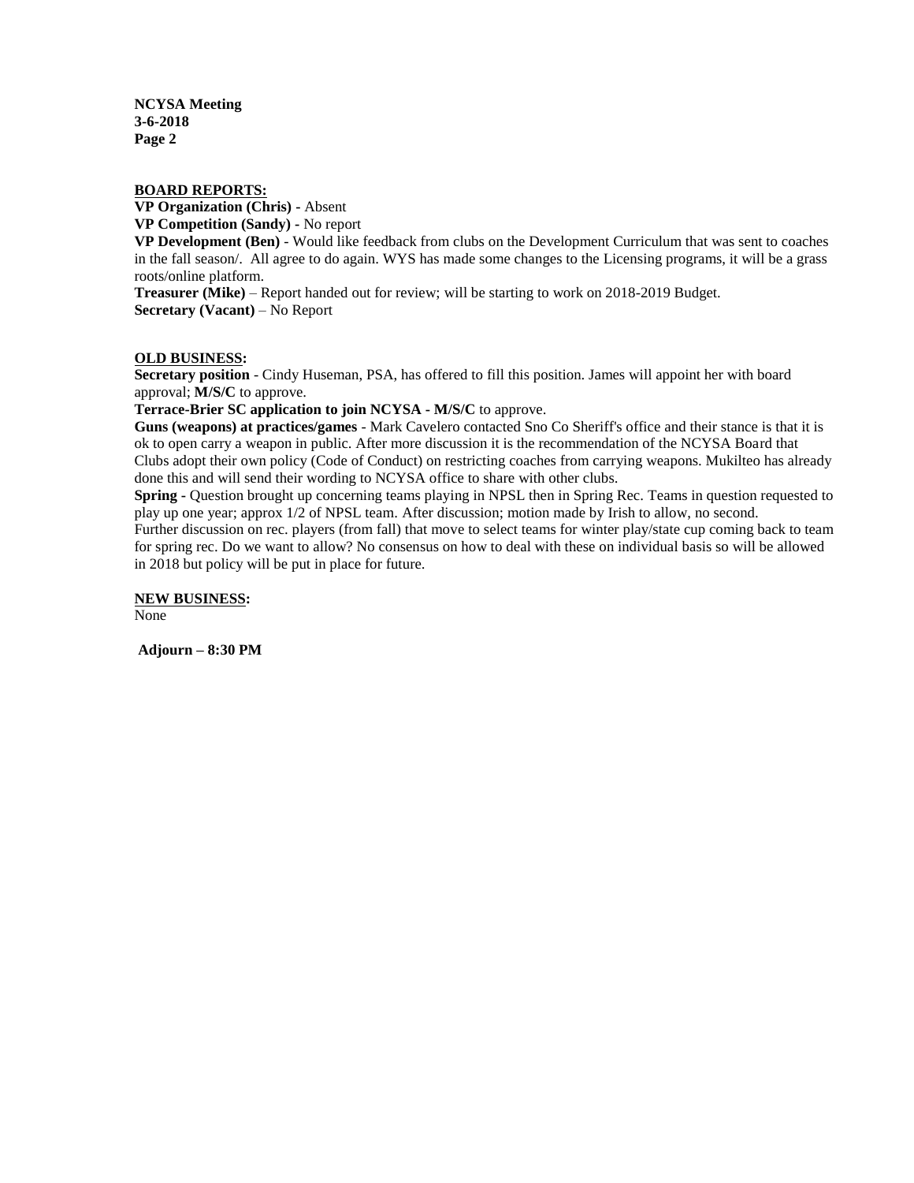**BOARD REPORTS:**

**VP Organization (Chris)** - Absent
**VP Competition (Sandy)** - No report
**VP Development (Ben)** - Would like feedback from clubs on the Development Curriculum that was sent to coaches in the fall season/. All agree to do again. WYS has made some changes to the Licensing programs, it will be a grass roots/online platform.
**Treasurer (Mike)** – Report handed out for review; will be starting to work on 2018-2019 Budget.
**Secretary (Vacant)** – No Report

**OLD BUSINESS:**

**Secretary position** - Cindy Huseman, PSA, has offered to fill this position. James will appoint her with board approval; **M/S/C** to approve.
**Terrace-Brier SC application to join NCYSA - M/S/C** to approve.
**Guns (weapons) at practices/games** - Mark Cavelero contacted Sno Co Sheriff's office and their stance is that it is ok to open carry a weapon in public. After more discussion it is the recommendation of the NCYSA Board that Clubs adopt their own policy (Code of Conduct) on restricting coaches from carrying weapons. Mukilteo has already done this and will send their wording to NCYSA office to share with other clubs.
**Spring** - Question brought up concerning teams playing in NPSL then in Spring Rec. Teams in question requested to play up one year; approx 1/2 of NPSL team. After discussion; motion made by Irish to allow, no second.
Further discussion on rec. players (from fall) that move to select teams for winter play/state cup coming back to team for spring rec. Do we want to allow? No consensus on how to deal with these on individual basis so will be allowed in 2018 but policy will be put in place for future.

**NEW BUSINESS:**

None

**Adjourn – 8:30 PM**